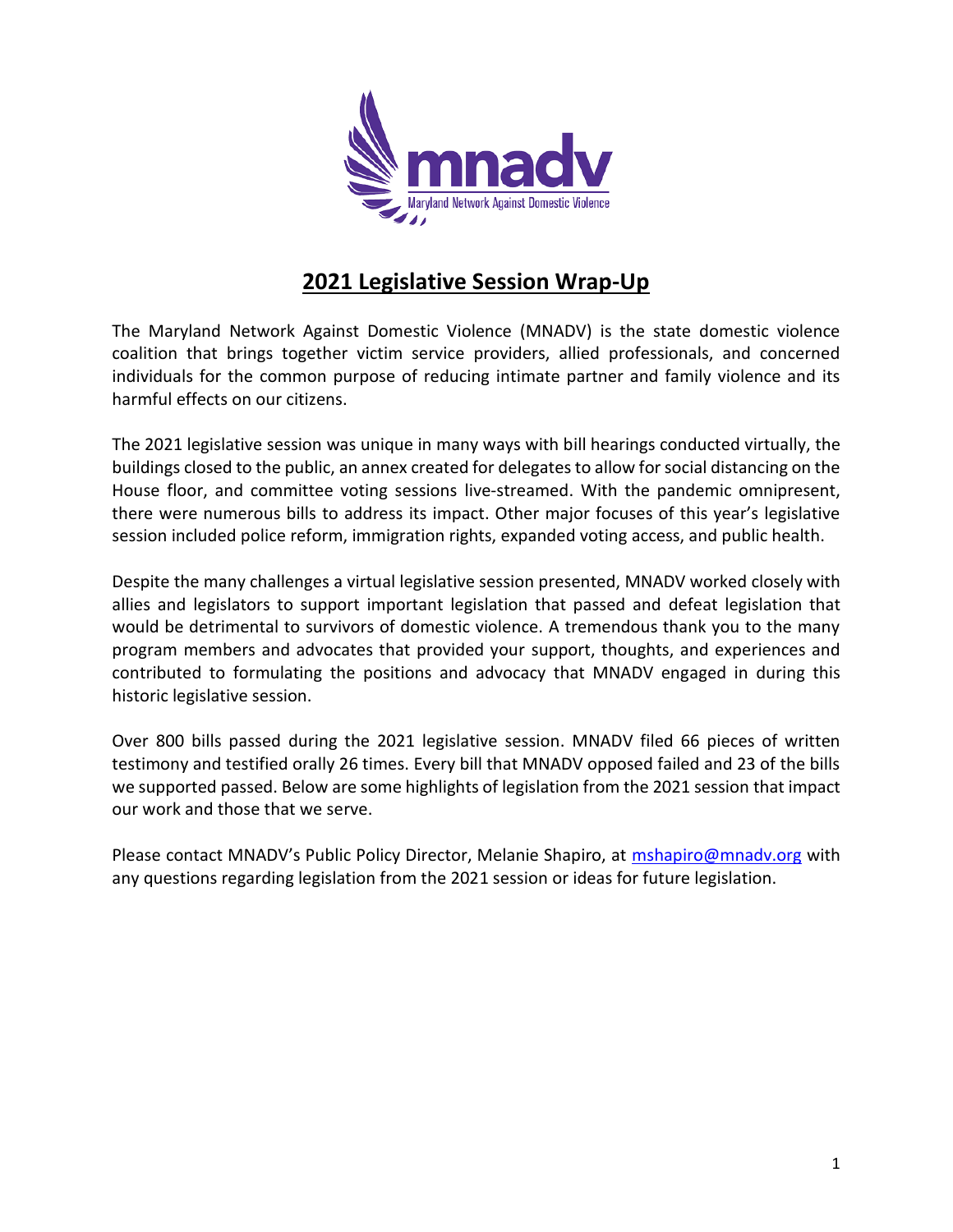mnadv

Maryland Network Against Domestic Violence

# 2021 Legislative Session Wrap-Up

The Maryland Network Against Domestic Violence (MNADV) is the state domestic violence coalition that brings together victim service providers, allied professionals, and concerned individuals for the common purpose of reducing intimate partner and family violence and its harmful effects on our citizens.

The 2021 legislative session was unique in many ways with bill hearings conducted virtually, the buildings closed to the public, an annex created for delegates to allow for social distancing on the House floor, and committee voting sessions live-streamed. With the pandemic omnipresent, there were numerous bills to address its impact. Other major focuses of this year's legislative session included police reform, immigration rights, expanded voting access, and public health.

Despite the many challenges a virtual legislative session presented, MNADV worked closely with allies and legislators to support important legislation that passed and defeat legislation that would be detrimental to survivors of domestic violence. A tremendous thank you to the many program members and advocates that provided your support, thoughts, and experiences and contributed to formulating the positions and advocacy that MNADV engaged in during this historic legislative session.

Over 800 bills passed during the 2021 legislative session. MNADV filed 66 pieces of written testimony and testified orally 26 times. Every bill that MNADV opposed failed and 23 of the bills we supported passed. Below are some highlights of legislation from the 2021 session that impact our work and those that we serve.

Please contact MNADV's Public Policy Director, Melanie Shapiro, at mshapiro@mnadv.org with any questions regarding legislation from the 2021 session or ideas for future legislation.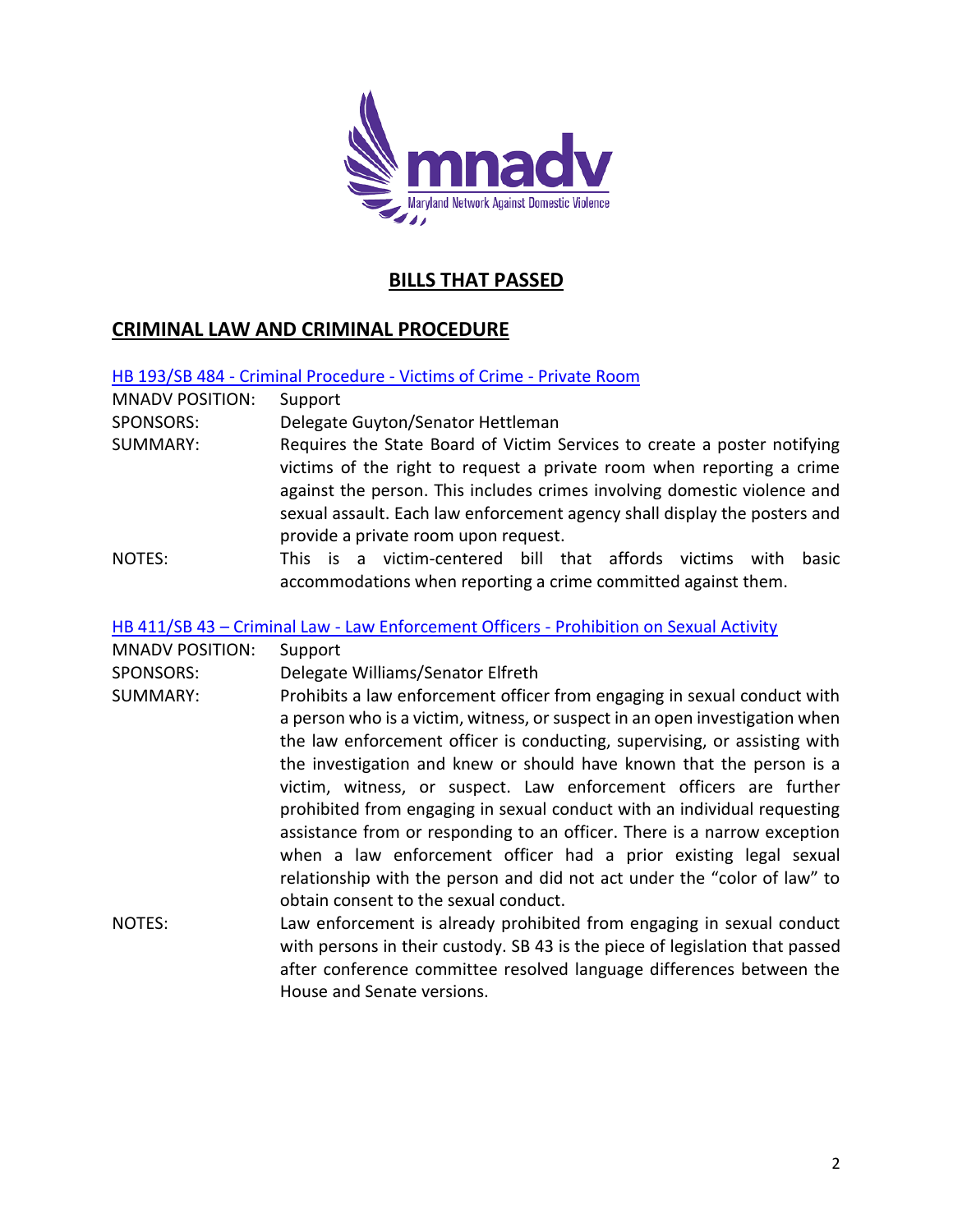## BILLS THAT PASSED

## CRIMINAL LAW AND CRIMINAL PROCEDURE

### HB 193/SB 484 - Criminal Procedure - Victims of Crime - Private Room

MNADV POSITION: Support

SPONSORS: Delegate Guyton/Senator Hettleman

SUMMARY: Requires the State Board of Victim Services to create a poster notifying victims of the right to request a private room when reporting a crime against the person. This includes crimes involving domestic violence and sexual assault. Each law enforcement agency shall display the posters and provide a private room upon request.

NOTES: This is a victim-centered bill that affords victims with basic accommodations when reporting a crime committed against them.

### HB 411/SB 43 – Criminal Law - Law Enforcement Officers - Prohibition on Sexual Activity

MNADV POSITION: Support

SPONSORS: Delegate Williams/Senator Elfreth

SUMMARY: Prohibits a law enforcement officer from engaging in sexual conduct with a person who is a victim, witness, or suspect in an open investigation when the law enforcement officer is conducting, supervising, or assisting with the investigation and knew or should have known that the person is a victim, witness, or suspect. Law enforcement officers are further prohibited from engaging in sexual conduct with an individual requesting assistance from or responding to an officer. There is a narrow exception when a law enforcement officer had a prior existing legal sexual relationship with the person and did not act under the "color of law" to obtain consent to the sexual conduct.

NOTES: Law enforcement is already prohibited from engaging in sexual conduct with persons in their custody. SB 43 is the piece of legislation that passed after conference committee resolved language differences between the House and Senate versions.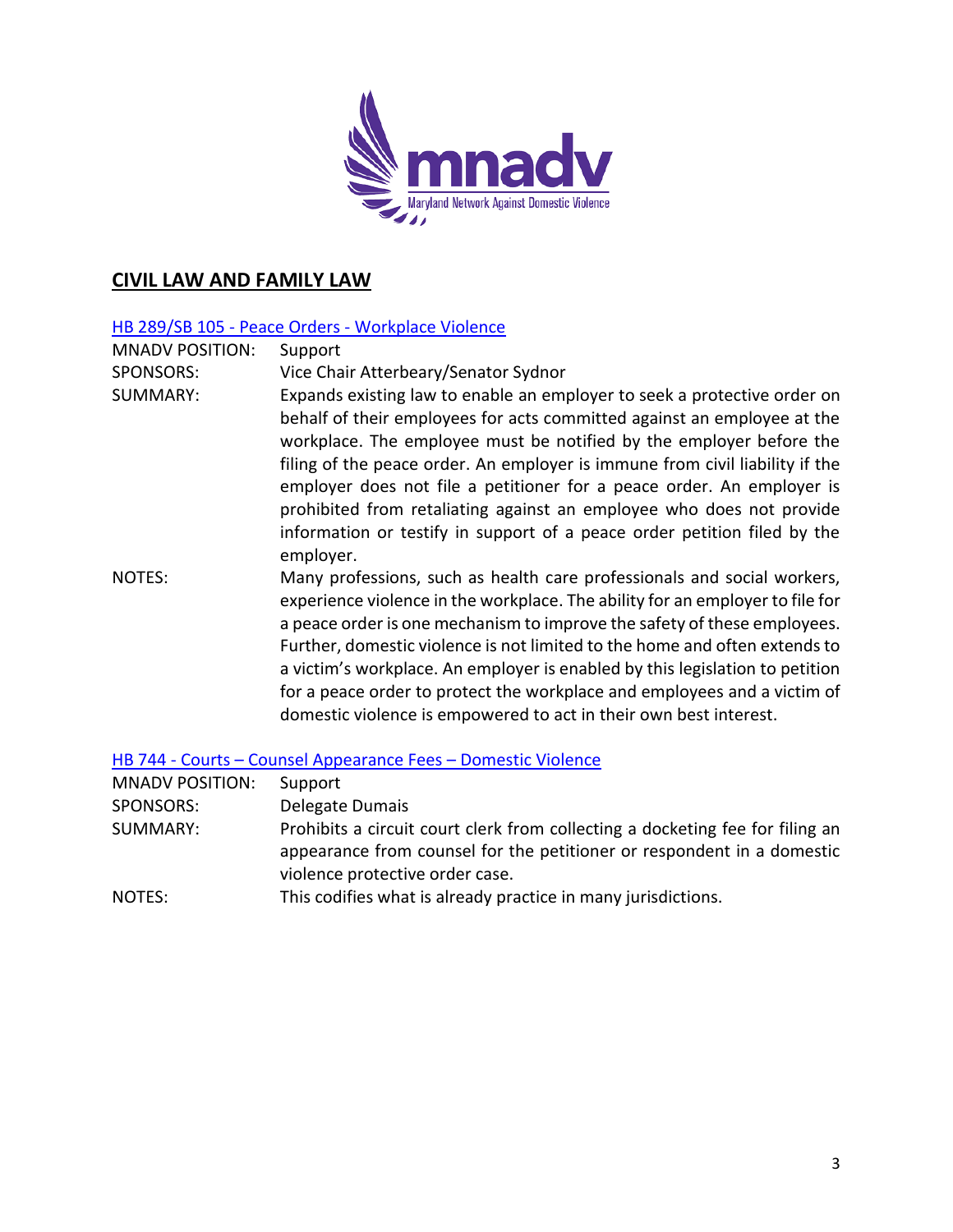## CIVIL LAW AND FAMILY LAW

### HB 289/SB 105 - Peace Orders - Workplace Violence

| | |
|---|---|
| MNADV POSITION: | Support |
| SPONSORS: | Vice Chair Atterbeary/Senator Sydnor |
| SUMMARY: | Expands existing law to enable an employer to seek a protective order on behalf of their employees for acts committed against an employee at the workplace. The employee must be notified by the employer before the filing of the peace order. An employer is immune from civil liability if the employer does not file a petitioner for a peace order. An employer is prohibited from retaliating against an employee who does not provide information or testify in support of a peace order petition filed by the employer. |
| NOTES: | Many professions, such as health care professionals and social workers, experience violence in the workplace. The ability for an employer to file for a peace order is one mechanism to improve the safety of these employees. Further, domestic violence is not limited to the home and often extends to a victim's workplace. An employer is enabled by this legislation to petition for a peace order to protect the workplace and employees and a victim of domestic violence is empowered to act in their own best interest. |

### HB 744 - Courts – Counsel Appearance Fees – Domestic Violence

| | |
|---|---|
| MNADV POSITION: | Support |
| SPONSORS: | Delegate Dumais |
| SUMMARY: | Prohibits a circuit court clerk from collecting a docketing fee for filing an appearance from counsel for the petitioner or respondent in a domestic violence protective order case. |
| NOTES: | This codifies what is already practice in many jurisdictions. |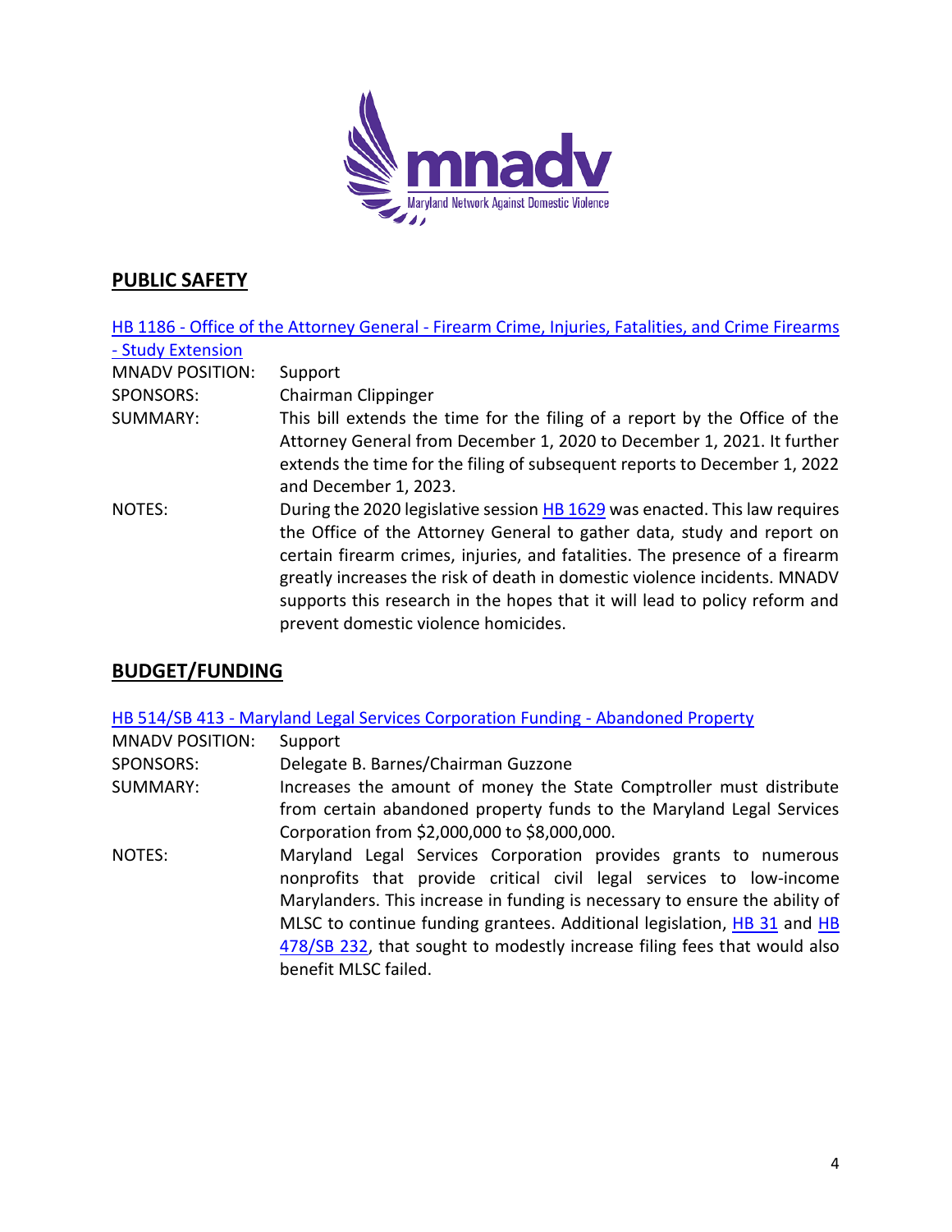## PUBLIC SAFETY

HB 1186 - Office of the Attorney General - Firearm Crime, Injuries, Fatalities, and Crime Firearms - Study Extension

MNADV POSITION: Support

SPONSORS: Chairman Clippinger

SUMMARY: This bill extends the time for the filing of a report by the Office of the Attorney General from December 1, 2020 to December 1, 2021. It further extends the time for the filing of subsequent reports to December 1, 2022 and December 1, 2023.

NOTES: During the 2020 legislative session HB 1629 was enacted. This law requires the Office of the Attorney General to gather data, study and report on certain firearm crimes, injuries, and fatalities. The presence of a firearm greatly increases the risk of death in domestic violence incidents. MNADV supports this research in the hopes that it will lead to policy reform and prevent domestic violence homicides.

## BUDGET/FUNDING

HB 514/SB 413 - Maryland Legal Services Corporation Funding - Abandoned Property

MNADV POSITION: Support

SPONSORS: Delegate B. Barnes/Chairman Guzzone

SUMMARY: Increases the amount of money the State Comptroller must distribute from certain abandoned property funds to the Maryland Legal Services Corporation from $2,000,000 to $8,000,000.

NOTES: Maryland Legal Services Corporation provides grants to numerous nonprofits that provide critical civil legal services to low-income Marylanders. This increase in funding is necessary to ensure the ability of MLSC to continue funding grantees. Additional legislation, HB 31 and HB 478/SB 232, that sought to modestly increase filing fees that would also benefit MLSC failed.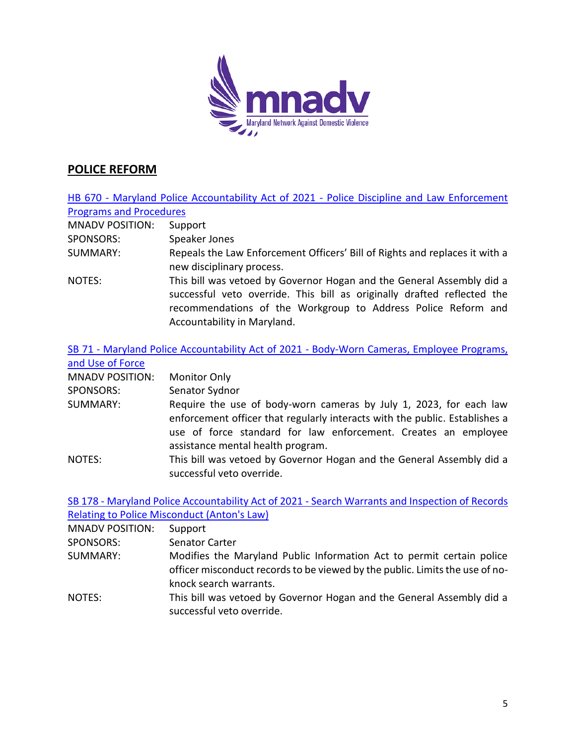## POLICE REFORM

HB 670 - Maryland Police Accountability Act of 2021 - Police Discipline and Law Enforcement Programs and Procedures

| | |
|---|---|
| MNADV POSITION: | Support |
| SPONSORS: | Speaker Jones |
| SUMMARY: | Repeals the Law Enforcement Officers' Bill of Rights and replaces it with a new disciplinary process. |
| NOTES: | This bill was vetoed by Governor Hogan and the General Assembly did a successful veto override. This bill as originally drafted reflected the recommendations of the Workgroup to Address Police Reform and Accountability in Maryland. |

SB 71 - Maryland Police Accountability Act of 2021 - Body-Worn Cameras, Employee Programs, and Use of Force

| | |
|---|---|
| MNADV POSITION: | Monitor Only |
| SPONSORS: | Senator Sydnor |
| SUMMARY: | Require the use of body-worn cameras by July 1, 2023, for each law enforcement officer that regularly interacts with the public. Establishes a use of force standard for law enforcement. Creates an employee assistance mental health program. |
| NOTES: | This bill was vetoed by Governor Hogan and the General Assembly did a successful veto override. |

SB 178 - Maryland Police Accountability Act of 2021 - Search Warrants and Inspection of Records Relating to Police Misconduct (Anton's Law)

| | |
|---|---|
| MNADV POSITION: | Support |
| SPONSORS: | Senator Carter |
| SUMMARY: | Modifies the Maryland Public Information Act to permit certain police officer misconduct records to be viewed by the public. Limits the use of no-knock search warrants. |
| NOTES: | This bill was vetoed by Governor Hogan and the General Assembly did a successful veto override. |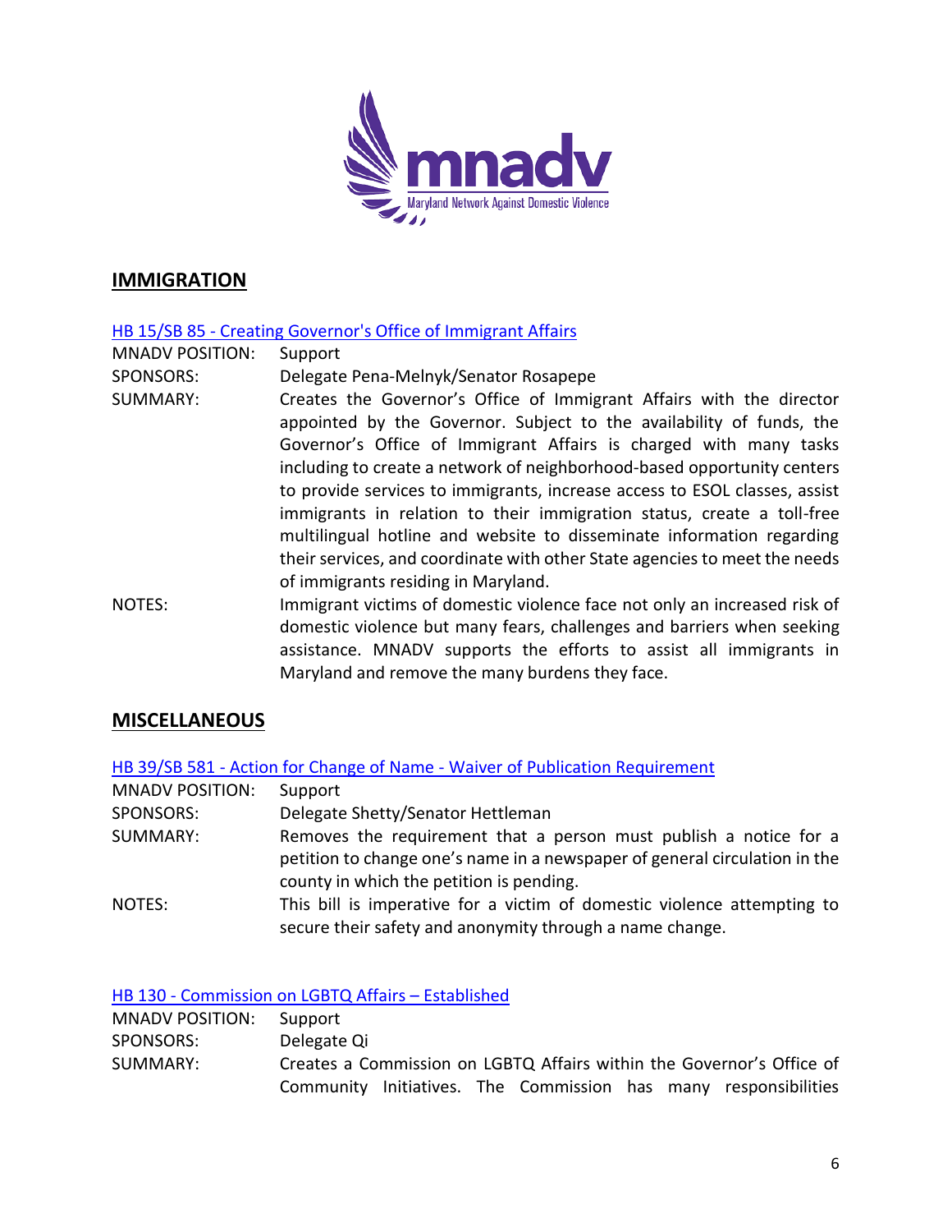## IMMIGRATION

### HB 15/SB 85 - Creating Governor's Office of Immigrant Affairs

| | |
|---|---|
| MNADV POSITION: | Support |
| SPONSORS: | Delegate Pena-Melnyk/Senator Rosapepe |
| SUMMARY: | Creates the Governor's Office of Immigrant Affairs with the director appointed by the Governor. Subject to the availability of funds, the Governor's Office of Immigrant Affairs is charged with many tasks including to create a network of neighborhood-based opportunity centers to provide services to immigrants, increase access to ESOL classes, assist immigrants in relation to their immigration status, create a toll-free multilingual hotline and website to disseminate information regarding their services, and coordinate with other State agencies to meet the needs of immigrants residing in Maryland. |
| NOTES: | Immigrant victims of domestic violence face not only an increased risk of domestic violence but many fears, challenges and barriers when seeking assistance. MNADV supports the efforts to assist all immigrants in Maryland and remove the many burdens they face. |

## MISCELLANEOUS

### HB 39/SB 581 - Action for Change of Name - Waiver of Publication Requirement

| | |
|---|---|
| MNADV POSITION: | Support |
| SPONSORS: | Delegate Shetty/Senator Hettleman |
| SUMMARY: | Removes the requirement that a person must publish a notice for a petition to change one's name in a newspaper of general circulation in the county in which the petition is pending. |
| NOTES: | This bill is imperative for a victim of domestic violence attempting to secure their safety and anonymity through a name change. |

### HB 130 - Commission on LGBTQ Affairs – Established

| | |
|---|---|
| MNADV POSITION: | Support |
| SPONSORS: | Delegate Qi |
| SUMMARY: | Creates a Commission on LGBTQ Affairs within the Governor's Office of Community Initiatives. The Commission has many responsibilities |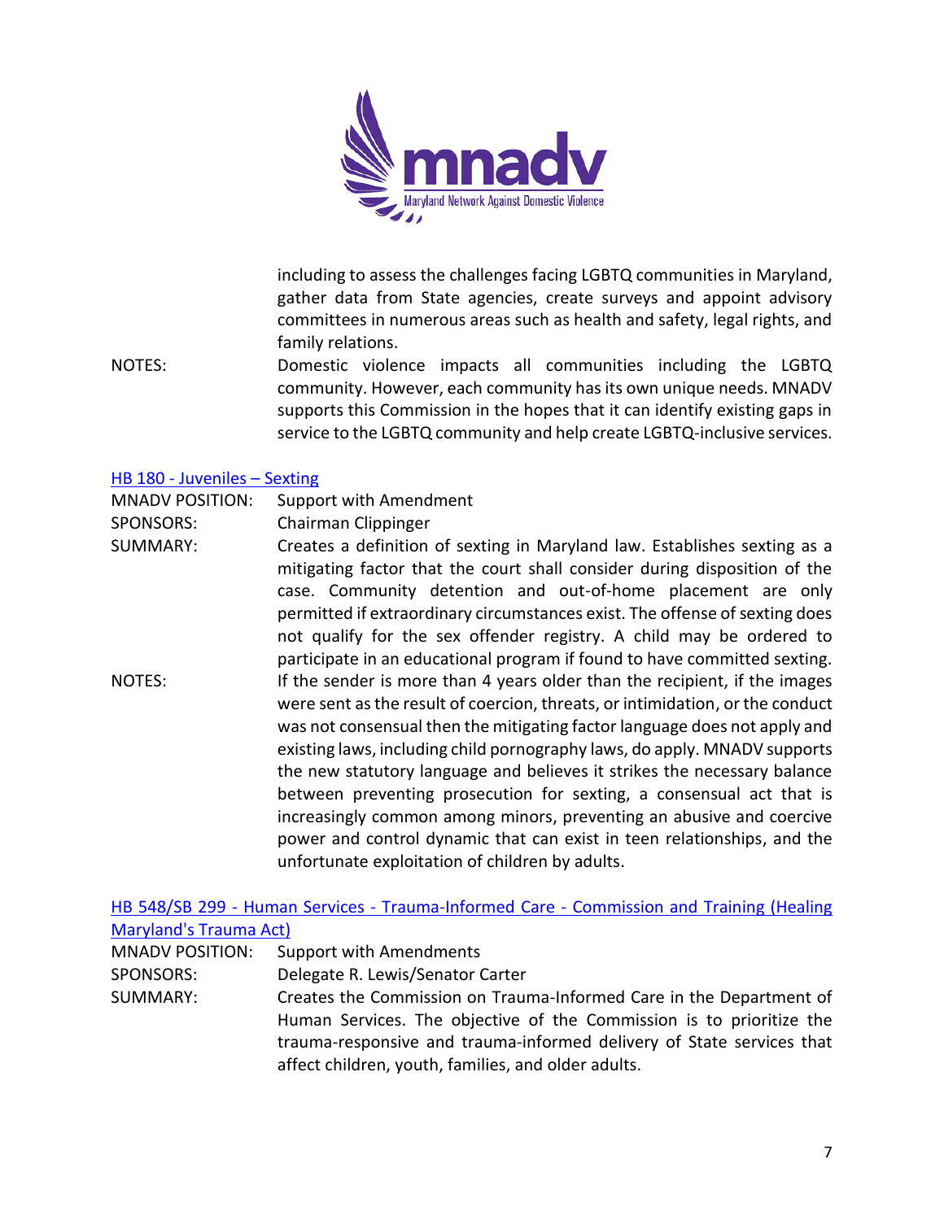including to assess the challenges facing LGBTQ communities in Maryland, gather data from State agencies, create surveys and appoint advisory committees in numerous areas such as health and safety, legal rights, and family relations.

NOTES: Domestic violence impacts all communities including the LGBTQ community. However, each community has its own unique needs. MNADV supports this Commission in the hopes that it can identify existing gaps in service to the LGBTQ community and help create LGBTQ-inclusive services.

HB 180 - Juveniles – Sexting

MNADV POSITION: Support with Amendment

SPONSORS: Chairman Clippinger

SUMMARY: Creates a definition of sexting in Maryland law. Establishes sexting as a mitigating factor that the court shall consider during disposition of the case. Community detention and out-of-home placement are only permitted if extraordinary circumstances exist. The offense of sexting does not qualify for the sex offender registry. A child may be ordered to participate in an educational program if found to have committed sexting.

NOTES: If the sender is more than 4 years older than the recipient, if the images were sent as the result of coercion, threats, or intimidation, or the conduct was not consensual then the mitigating factor language does not apply and existing laws, including child pornography laws, do apply. MNADV supports the new statutory language and believes it strikes the necessary balance between preventing prosecution for sexting, a consensual act that is increasingly common among minors, preventing an abusive and coercive power and control dynamic that can exist in teen relationships, and the unfortunate exploitation of children by adults.

HB 548/SB 299 - Human Services - Trauma-Informed Care - Commission and Training (Healing Maryland's Trauma Act)

MNADV POSITION: Support with Amendments

SPONSORS: Delegate R. Lewis/Senator Carter

SUMMARY: Creates the Commission on Trauma-Informed Care in the Department of Human Services. The objective of the Commission is to prioritize the trauma-responsive and trauma-informed delivery of State services that affect children, youth, families, and older adults.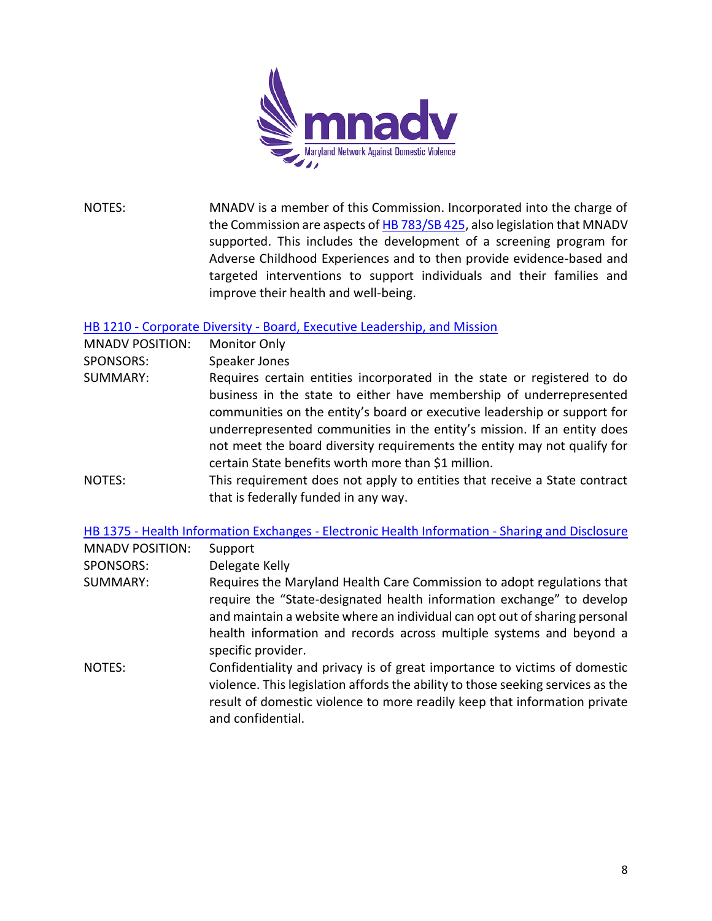NOTES: MNADV is a member of this Commission. Incorporated into the charge of the Commission are aspects of HB 783/SB 425, also legislation that MNADV supported. This includes the development of a screening program for Adverse Childhood Experiences and to then provide evidence-based and targeted interventions to support individuals and their families and improve their health and well-being.

### HB 1210 - Corporate Diversity - Board, Executive Leadership, and Mission

**MNADV POSITION:** Monitor Only

**SPONSORS:** Speaker Jones

**SUMMARY:** Requires certain entities incorporated in the state or registered to do business in the state to either have membership of underrepresented communities on the entity's board or executive leadership or support for underrepresented communities in the entity's mission. If an entity does not meet the board diversity requirements the entity may not qualify for certain State benefits worth more than $1 million.

**NOTES:** This requirement does not apply to entities that receive a State contract that is federally funded in any way.

### HB 1375 - Health Information Exchanges - Electronic Health Information - Sharing and Disclosure

**MNADV POSITION:** Support

**SPONSORS:** Delegate Kelly

**SUMMARY:** Requires the Maryland Health Care Commission to adopt regulations that require the "State-designated health information exchange" to develop and maintain a website where an individual can opt out of sharing personal health information and records across multiple systems and beyond a specific provider.

**NOTES:** Confidentiality and privacy is of great importance to victims of domestic violence. This legislation affords the ability to those seeking services as the result of domestic violence to more readily keep that information private and confidential.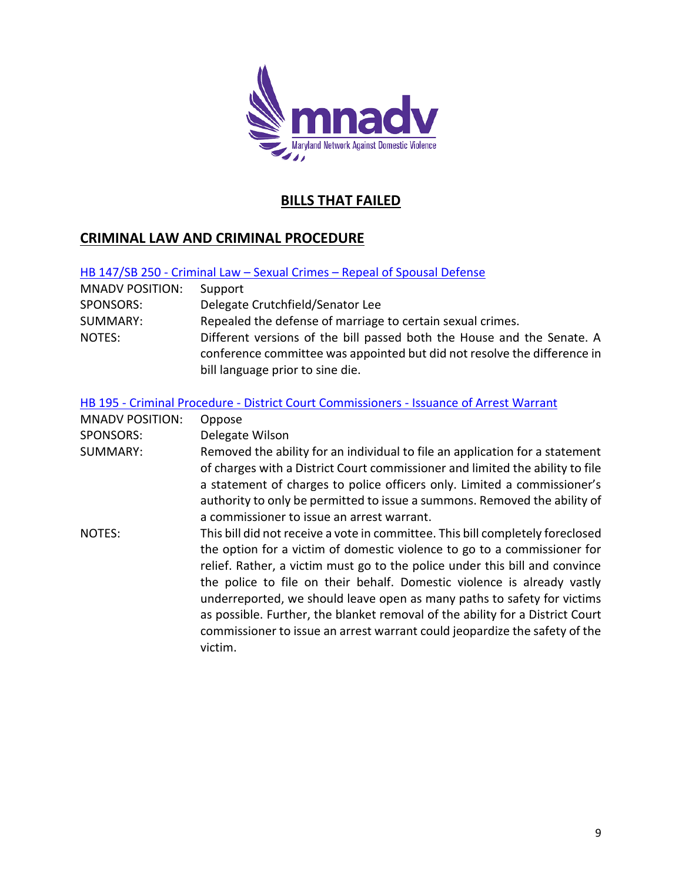## BILLS THAT FAILED

## CRIMINAL LAW AND CRIMINAL PROCEDURE

### HB 147/SB 250 - Criminal Law – Sexual Crimes – Repeal of Spousal Defense

| | |
|---|---|
| MNADV POSITION: | Support |
| SPONSORS: | Delegate Crutchfield/Senator Lee |
| SUMMARY: | Repealed the defense of marriage to certain sexual crimes. |
| NOTES: | Different versions of the bill passed both the House and the Senate. A conference committee was appointed but did not resolve the difference in bill language prior to sine die. |

### HB 195 - Criminal Procedure - District Court Commissioners - Issuance of Arrest Warrant

| | |
|---|---|
| MNADV POSITION: | Oppose |
| SPONSORS: | Delegate Wilson |
| SUMMARY: | Removed the ability for an individual to file an application for a statement of charges with a District Court commissioner and limited the ability to file a statement of charges to police officers only. Limited a commissioner's authority to only be permitted to issue a summons. Removed the ability of a commissioner to issue an arrest warrant. |
| NOTES: | This bill did not receive a vote in committee. This bill completely foreclosed the option for a victim of domestic violence to go to a commissioner for relief. Rather, a victim must go to the police under this bill and convince the police to file on their behalf. Domestic violence is already vastly underreported, we should leave open as many paths to safety for victims as possible. Further, the blanket removal of the ability for a District Court commissioner to issue an arrest warrant could jeopardize the safety of the victim. |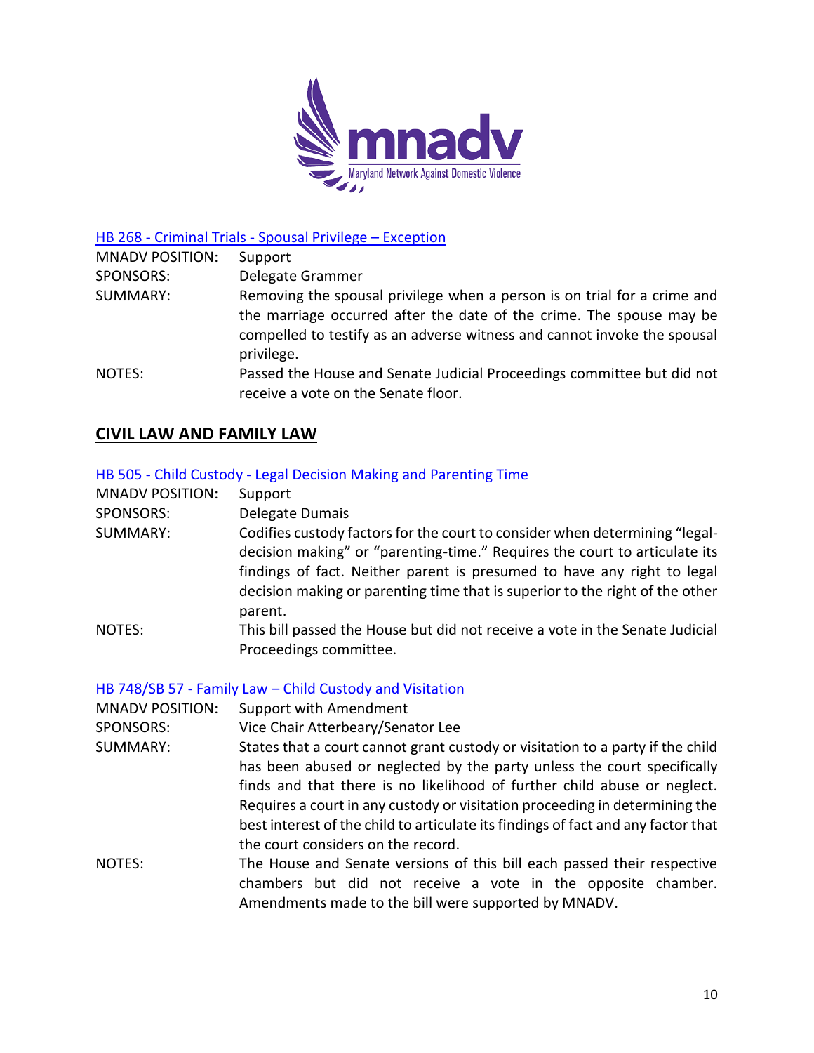[HB 268 - Criminal Trials - Spousal Privilege – Exception]

| | |
|---|---|
| MNADV POSITION: | Support |
| SPONSORS: | Delegate Grammer |
| SUMMARY: | Removing the spousal privilege when a person is on trial for a crime and the marriage occurred after the date of the crime. The spouse may be compelled to testify as an adverse witness and cannot invoke the spousal privilege. |
| NOTES: | Passed the House and Senate Judicial Proceedings committee but did not receive a vote on the Senate floor. |

## CIVIL LAW AND FAMILY LAW

[HB 505 - Child Custody - Legal Decision Making and Parenting Time]

| | |
|---|---|
| MNADV POSITION: | Support |
| SPONSORS: | Delegate Dumais |
| SUMMARY: | Codifies custody factors for the court to consider when determining "legal-decision making" or "parenting-time." Requires the court to articulate its findings of fact. Neither parent is presumed to have any right to legal decision making or parenting time that is superior to the right of the other parent. |
| NOTES: | This bill passed the House but did not receive a vote in the Senate Judicial Proceedings committee. |

[HB 748/SB 57 - Family Law – Child Custody and Visitation]

| | |
|---|---|
| MNADV POSITION: | Support with Amendment |
| SPONSORS: | Vice Chair Atterbeary/Senator Lee |
| SUMMARY: | States that a court cannot grant custody or visitation to a party if the child has been abused or neglected by the party unless the court specifically finds and that there is no likelihood of further child abuse or neglect. Requires a court in any custody or visitation proceeding in determining the best interest of the child to articulate its findings of fact and any factor that the court considers on the record. |
| NOTES: | The House and Senate versions of this bill each passed their respective chambers but did not receive a vote in the opposite chamber. Amendments made to the bill were supported by MNADV. |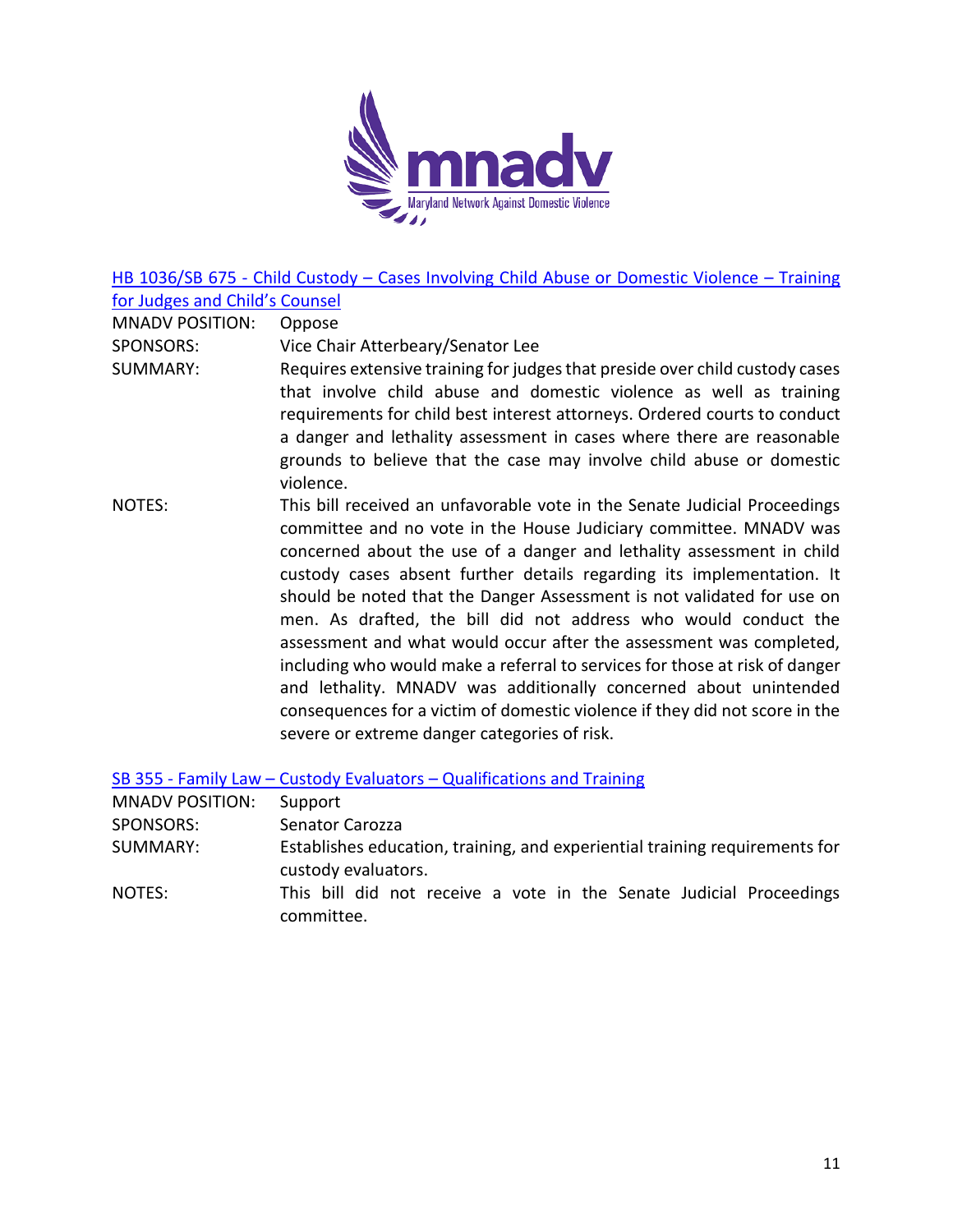### HB 1036/SB 675 - Child Custody – Cases Involving Child Abuse or Domestic Violence – Training for Judges and Child's Counsel

| | |
|---|---|
| MNADV POSITION: | Oppose |
| SPONSORS: | Vice Chair Atterbeary/Senator Lee |
| SUMMARY: | Requires extensive training for judges that preside over child custody cases that involve child abuse and domestic violence as well as training requirements for child best interest attorneys. Ordered courts to conduct a danger and lethality assessment in cases where there are reasonable grounds to believe that the case may involve child abuse or domestic violence. |
| NOTES: | This bill received an unfavorable vote in the Senate Judicial Proceedings committee and no vote in the House Judiciary committee. MNADV was concerned about the use of a danger and lethality assessment in child custody cases absent further details regarding its implementation. It should be noted that the Danger Assessment is not validated for use on men. As drafted, the bill did not address who would conduct the assessment and what would occur after the assessment was completed, including who would make a referral to services for those at risk of danger and lethality. MNADV was additionally concerned about unintended consequences for a victim of domestic violence if they did not score in the severe or extreme danger categories of risk. |

### SB 355 - Family Law – Custody Evaluators – Qualifications and Training

| | |
|---|---|
| MNADV POSITION: | Support |
| SPONSORS: | Senator Carozza |
| SUMMARY: | Establishes education, training, and experiential training requirements for custody evaluators. |
| NOTES: | This bill did not receive a vote in the Senate Judicial Proceedings committee. |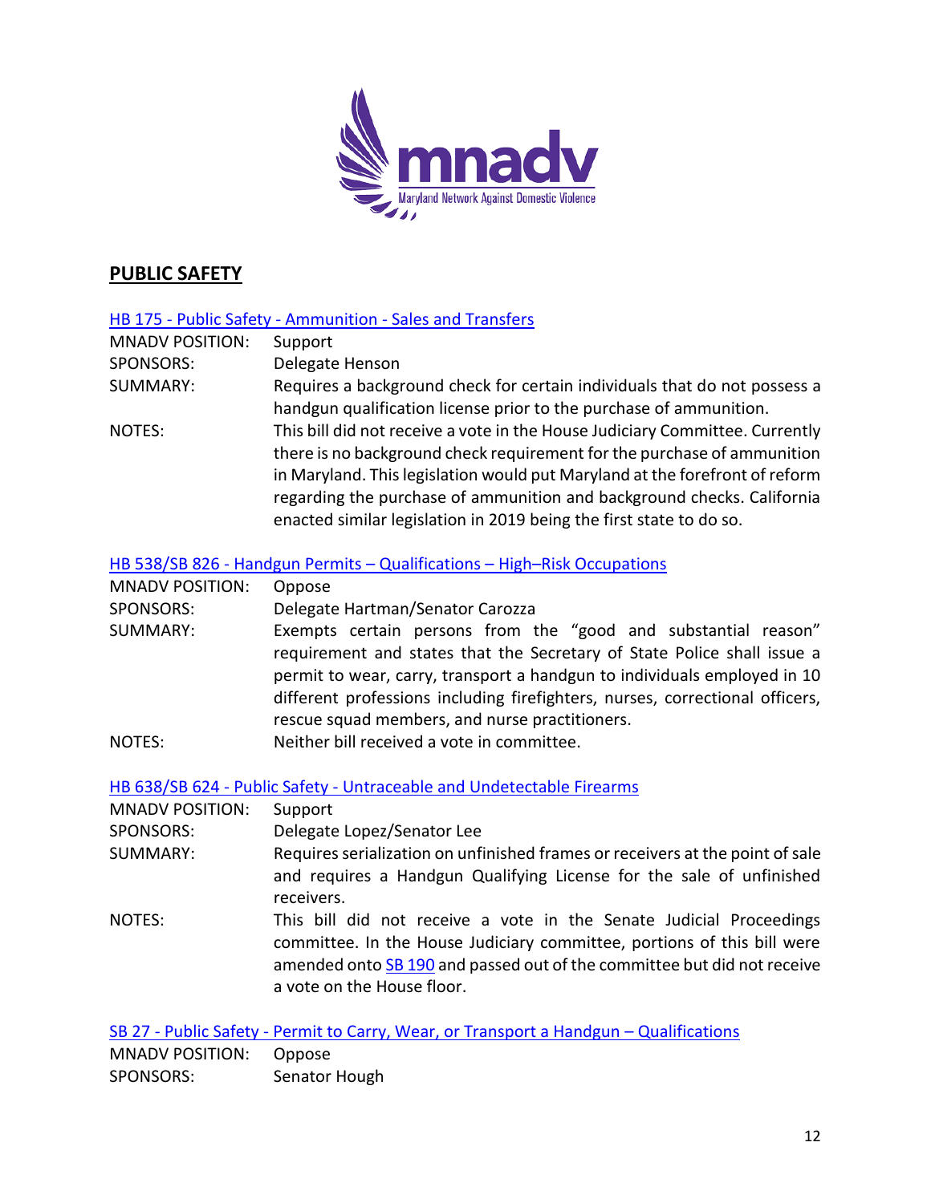## PUBLIC SAFETY

[HB 175 - Public Safety - Ammunition - Sales and Transfers]

| | |
|---|---|
| MNADV POSITION: | Support |
| SPONSORS: | Delegate Henson |
| SUMMARY: | Requires a background check for certain individuals that do not possess a handgun qualification license prior to the purchase of ammunition. |
| NOTES: | This bill did not receive a vote in the House Judiciary Committee. Currently there is no background check requirement for the purchase of ammunition in Maryland. This legislation would put Maryland at the forefront of reform regarding the purchase of ammunition and background checks. California enacted similar legislation in 2019 being the first state to do so. |

[HB 538/SB 826 - Handgun Permits – Qualifications – High–Risk Occupations]

| | |
|---|---|
| MNADV POSITION: | Oppose |
| SPONSORS: | Delegate Hartman/Senator Carozza |
| SUMMARY: | Exempts certain persons from the "good and substantial reason" requirement and states that the Secretary of State Police shall issue a permit to wear, carry, transport a handgun to individuals employed in 10 different professions including firefighters, nurses, correctional officers, rescue squad members, and nurse practitioners. |
| NOTES: | Neither bill received a vote in committee. |

[HB 638/SB 624 - Public Safety - Untraceable and Undetectable Firearms]

| | |
|---|---|
| MNADV POSITION: | Support |
| SPONSORS: | Delegate Lopez/Senator Lee |
| SUMMARY: | Requires serialization on unfinished frames or receivers at the point of sale and requires a Handgun Qualifying License for the sale of unfinished receivers. |
| NOTES: | This bill did not receive a vote in the Senate Judicial Proceedings committee. In the House Judiciary committee, portions of this bill were amended onto [SB 190] and passed out of the committee but did not receive a vote on the House floor. |

[SB 27 - Public Safety - Permit to Carry, Wear, or Transport a Handgun – Qualifications]

| | |
|---|---|
| MNADV POSITION: | Oppose |
| SPONSORS: | Senator Hough |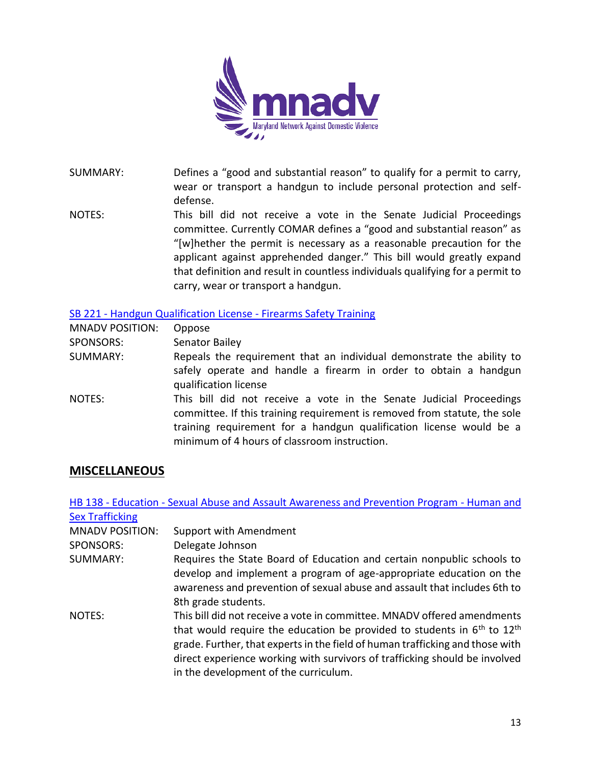SUMMARY: Defines a "good and substantial reason" to qualify for a permit to carry, wear or transport a handgun to include personal protection and self-defense.

NOTES: This bill did not receive a vote in the Senate Judicial Proceedings committee. Currently COMAR defines a "good and substantial reason" as "[w]hether the permit is necessary as a reasonable precaution for the applicant against apprehended danger." This bill would greatly expand that definition and result in countless individuals qualifying for a permit to carry, wear or transport a handgun.

SB 221 - Handgun Qualification License - Firearms Safety Training

MNADV POSITION: Oppose

SPONSORS: Senator Bailey

SUMMARY: Repeals the requirement that an individual demonstrate the ability to safely operate and handle a firearm in order to obtain a handgun qualification license

NOTES: This bill did not receive a vote in the Senate Judicial Proceedings committee. If this training requirement is removed from statute, the sole training requirement for a handgun qualification license would be a minimum of 4 hours of classroom instruction.

## MISCELLANEOUS

HB 138 - Education - Sexual Abuse and Assault Awareness and Prevention Program - Human and Sex Trafficking

MNADV POSITION: Support with Amendment

SPONSORS: Delegate Johnson

SUMMARY: Requires the State Board of Education and certain nonpublic schools to develop and implement a program of age-appropriate education on the awareness and prevention of sexual abuse and assault that includes 6th to 8th grade students.

NOTES: This bill did not receive a vote in committee. MNADV offered amendments that would require the education be provided to students in 6th to 12th grade. Further, that experts in the field of human trafficking and those with direct experience working with survivors of trafficking should be involved in the development of the curriculum.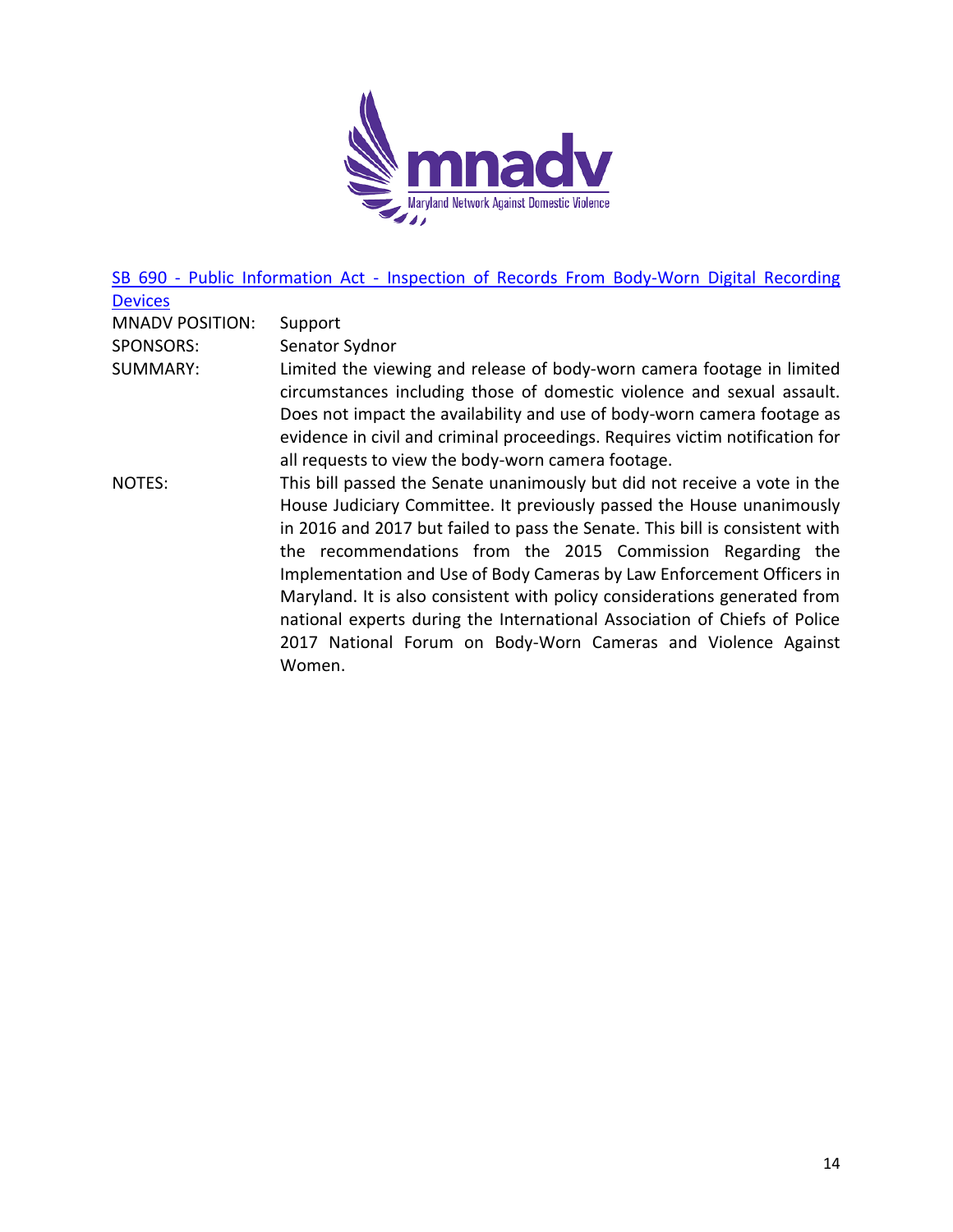mnadv

Maryland Network Against Domestic Violence

SB 690 - Public Information Act - Inspection of Records From Body-Worn Digital Recording Devices

| | |
|---|---|
| MNADV POSITION: | Support |
| SPONSORS: | Senator Sydnor |
| SUMMARY: | Limited the viewing and release of body-worn camera footage in limited circumstances including those of domestic violence and sexual assault. Does not impact the availability and use of body-worn camera footage as evidence in civil and criminal proceedings. Requires victim notification for all requests to view the body-worn camera footage. |
| NOTES: | This bill passed the Senate unanimously but did not receive a vote in the House Judiciary Committee. It previously passed the House unanimously in 2016 and 2017 but failed to pass the Senate. This bill is consistent with the recommendations from the 2015 Commission Regarding the Implementation and Use of Body Cameras by Law Enforcement Officers in Maryland. It is also consistent with policy considerations generated from national experts during the International Association of Chiefs of Police 2017 National Forum on Body-Worn Cameras and Violence Against Women. |